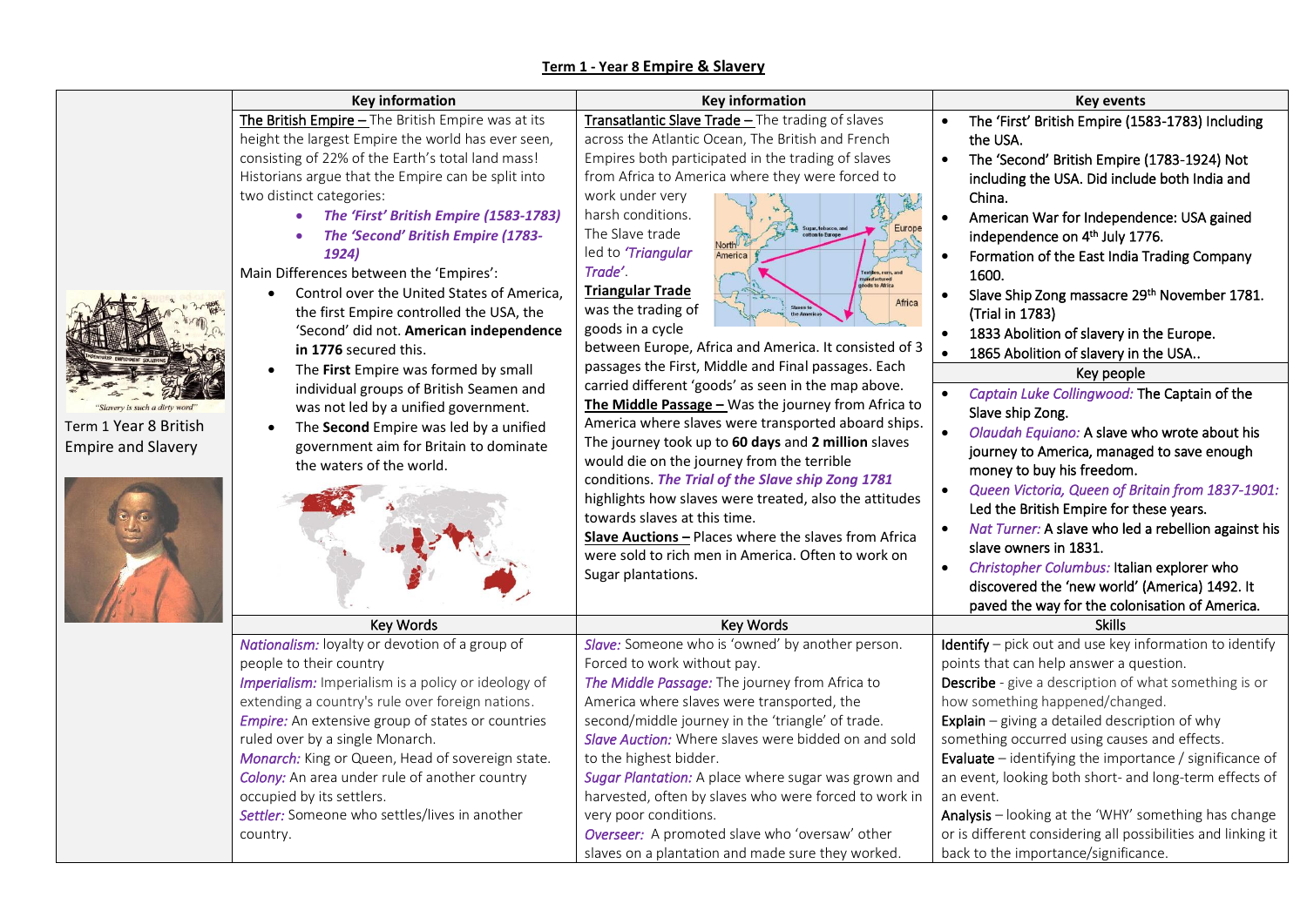# Term 1 - Year 8 Empire & Slavery

"Slavery is such a dirty word"

Term 1 Year 8 British Empire and Slavery

## Key information

**The British Empire –** The British Empire was at its height the largest Empire the world has ever seen, consisting of 22% of the Earth's total land mass! Historians argue that the Empire can be split into two distinct categories:

- ***The 'First' British Empire (1583-1783)***
- ***The 'Second' British Empire (1783-1924)***

Main Differences between the 'Empires':

- Control over the United States of America, the first Empire controlled the USA, the 'Second' did not. **American independence in 1776** secured this.
- The **First** Empire was formed by small individual groups of British Seamen and was not led by a unified government.
- The **Second** Empire was led by a unified government aim for Britain to dominate the waters of the world.

## Key information

**Transatlantic Slave Trade –** The trading of slaves across the Atlantic Ocean, The British and French Empires both participated in the trading of slaves from Africa to America where they were forced to work under very harsh conditions. The Slave trade led to *'Triangular Trade'*.

North America — Europe — Africa
Sugar, tobacco, and cotton to Europe
Textiles, rum, and manufactured goods to Africa
Slaves to the Americas

**Triangular Trade** was the trading of goods in a cycle between Europe, Africa and America. It consisted of 3 passages the First, Middle and Final passages. Each carried different 'goods' as seen in the map above.

**The Middle Passage –** Was the journey from Africa to America where slaves were transported aboard ships. The journey took up to **60 days** and **2 million** slaves would die on the journey from the terrible conditions. ***The Trial of the Slave ship Zong 1781*** highlights how slaves were treated, also the attitudes towards slaves at this time.

**Slave Auctions –** Places where the slaves from Africa were sold to rich men in America. Often to work on Sugar plantations.

## Key events

- The 'First' British Empire (1583-1783) Including the USA.
- The 'Second' British Empire (1783-1924) Not including the USA. Did include both India and China.
- American War for Independence: USA gained independence on 4th July 1776.
- Formation of the East India Trading Company 1600.
- Slave Ship Zong massacre 29th November 1781. (Trial in 1783)
- 1833 Abolition of slavery in the Europe.
- 1865 Abolition of slavery in the USA..

## Key people

- *Captain Luke Collingwood:* The Captain of the Slave ship Zong.
- *Olaudah Equiano:* A slave who wrote about his journey to America, managed to save enough money to buy his freedom.
- *Queen Victoria, Queen of Britain from 1837-1901:* Led the British Empire for these years.
- *Nat Turner:* A slave who led a rebellion against his slave owners in 1831.
- *Christopher Columbus:* Italian explorer who discovered the 'new world' (America) 1492. It paved the way for the colonisation of America.

## Key Words

*Nationalism:* loyalty or devotion of a group of people to their country

*Imperialism:* Imperialism is a policy or ideology of extending a country's rule over foreign nations.

*Empire:* An extensive group of states or countries ruled over by a single Monarch.

*Monarch:* King or Queen, Head of sovereign state.

*Colony:* An area under rule of another country occupied by its settlers.

*Settler:* Someone who settles/lives in another country.

## Key Words

*Slave:* Someone who is 'owned' by another person. Forced to work without pay.

*The Middle Passage:* The journey from Africa to America where slaves were transported, the second/middle journey in the 'triangle' of trade.

*Slave Auction:* Where slaves were bidded on and sold to the highest bidder.

*Sugar Plantation:* A place where sugar was grown and harvested, often by slaves who were forced to work in very poor conditions.

*Overseer:* A promoted slave who 'oversaw' other slaves on a plantation and made sure they worked.

## Skills

**Identify** – pick out and use key information to identify points that can help answer a question.

**Describe** - give a description of what something is or how something happened/changed.

**Explain** – giving a detailed description of why something occurred using causes and effects.

**Evaluate** – identifying the importance / significance of an event, looking both short- and long-term effects of an event.

**Analysis** – looking at the 'WHY' something has change or is different considering all possibilities and linking it back to the importance/significance.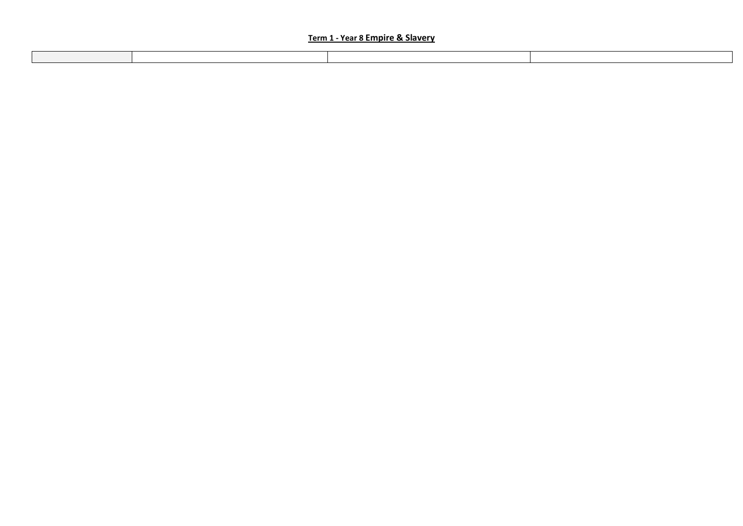**Term 1 - Year 8 Empire & Slavery**

| | | | |
|---|---|---|---|